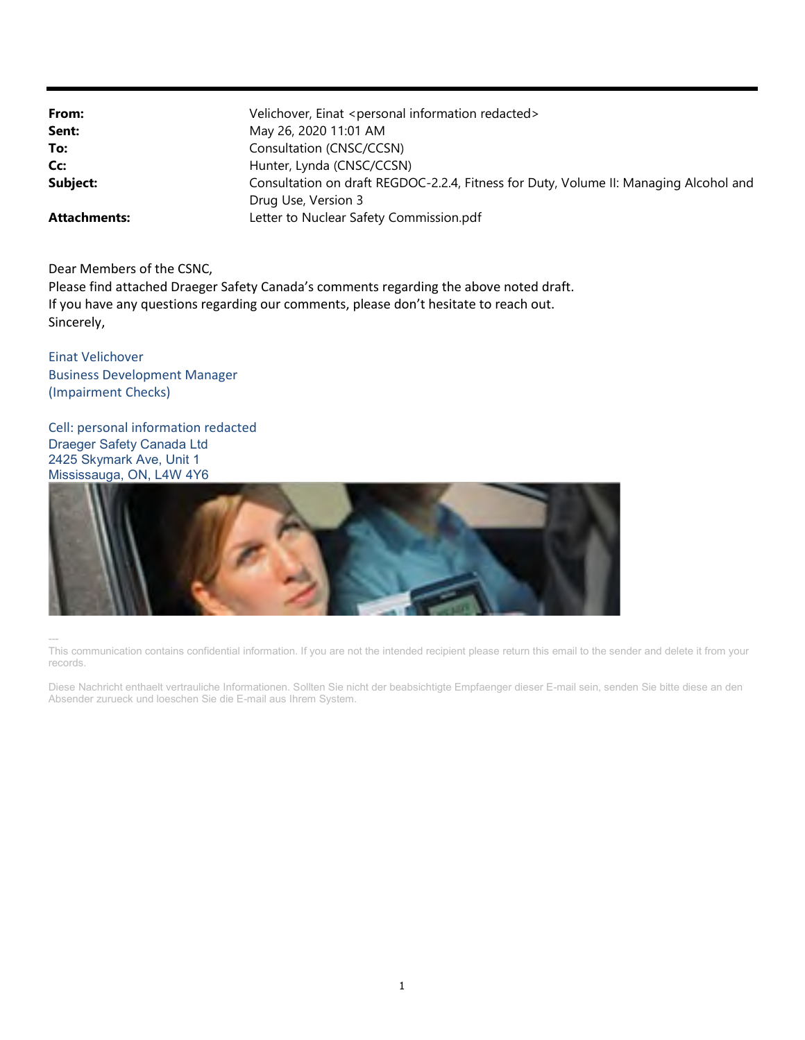| | |
|---|---|
| **From:** | Velichover, Einat <personal information redacted> |
| **Sent:** | May 26, 2020 11:01 AM |
| **To:** | Consultation (CNSC/CCSN) |
| **Cc:** | Hunter, Lynda (CNSC/CCSN) |
| **Subject:** | Consultation on draft REGDOC-2.2.4, Fitness for Duty, Volume II: Managing Alcohol and Drug Use, Version 3 |
| **Attachments:** | Letter to Nuclear Safety Commission.pdf |

Dear Members of the CSNC,
Please find attached Draeger Safety Canada's comments regarding the above noted draft.
If you have any questions regarding our comments, please don't hesitate to reach out.
Sincerely,

Einat Velichover
Business Development Manager
(Impairment Checks)

Cell: personal information redacted
Draeger Safety Canada Ltd
2425 Skymark Ave, Unit 1
Mississauga, ON, L4W 4Y6

---
This communication contains confidential information. If you are not the intended recipient please return this email to the sender and delete it from your records.

Diese Nachricht enthaelt vertrauliche Informationen. Sollten Sie nicht der beabsichtigte Empfaenger dieser E-mail sein, senden Sie bitte diese an den Absender zurueck und loeschen Sie die E-mail aus Ihrem System.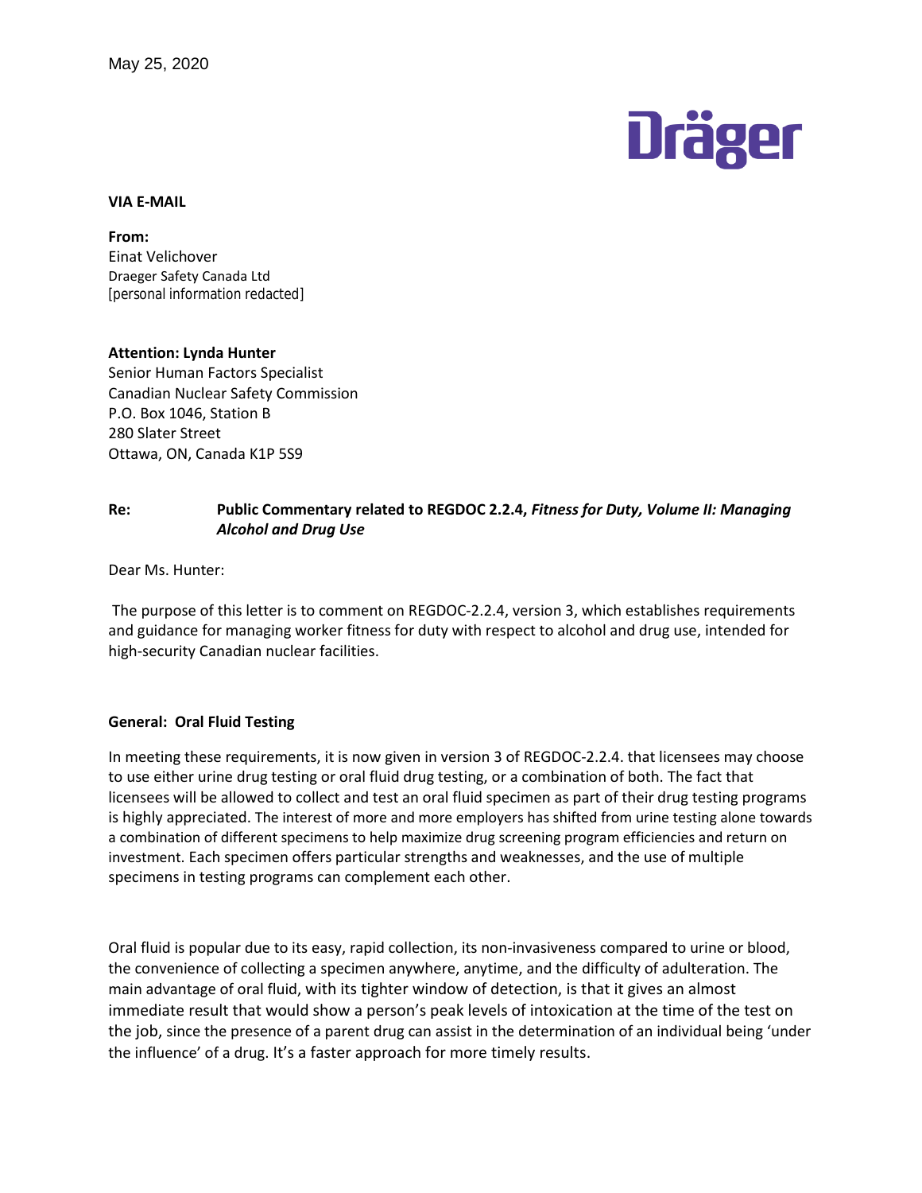May 25, 2020

Dräger

**VIA E-MAIL**

**From:**
Einat Velichover
Draeger Safety Canada Ltd
[personal information redacted]

**Attention: Lynda Hunter**
Senior Human Factors Specialist
Canadian Nuclear Safety Commission
P.O. Box 1046, Station B
280 Slater Street
Ottawa, ON, Canada K1P 5S9

**Re:** **Public Commentary related to REGDOC 2.2.4, *Fitness for Duty, Volume II: Managing Alcohol and Drug Use***

Dear Ms. Hunter:

The purpose of this letter is to comment on REGDOC-2.2.4, version 3, which establishes requirements and guidance for managing worker fitness for duty with respect to alcohol and drug use, intended for high-security Canadian nuclear facilities.

**General: Oral Fluid Testing**

In meeting these requirements, it is now given in version 3 of REGDOC-2.2.4. that licensees may choose to use either urine drug testing or oral fluid drug testing, or a combination of both. The fact that licensees will be allowed to collect and test an oral fluid specimen as part of their drug testing programs is highly appreciated. The interest of more and more employers has shifted from urine testing alone towards a combination of different specimens to help maximize drug screening program efficiencies and return on investment. Each specimen offers particular strengths and weaknesses, and the use of multiple specimens in testing programs can complement each other.

Oral fluid is popular due to its easy, rapid collection, its non-invasiveness compared to urine or blood, the convenience of collecting a specimen anywhere, anytime, and the difficulty of adulteration. The main advantage of oral fluid, with its tighter window of detection, is that it gives an almost immediate result that would show a person's peak levels of intoxication at the time of the test on the job, since the presence of a parent drug can assist in the determination of an individual being 'under the influence' of a drug. It's a faster approach for more timely results.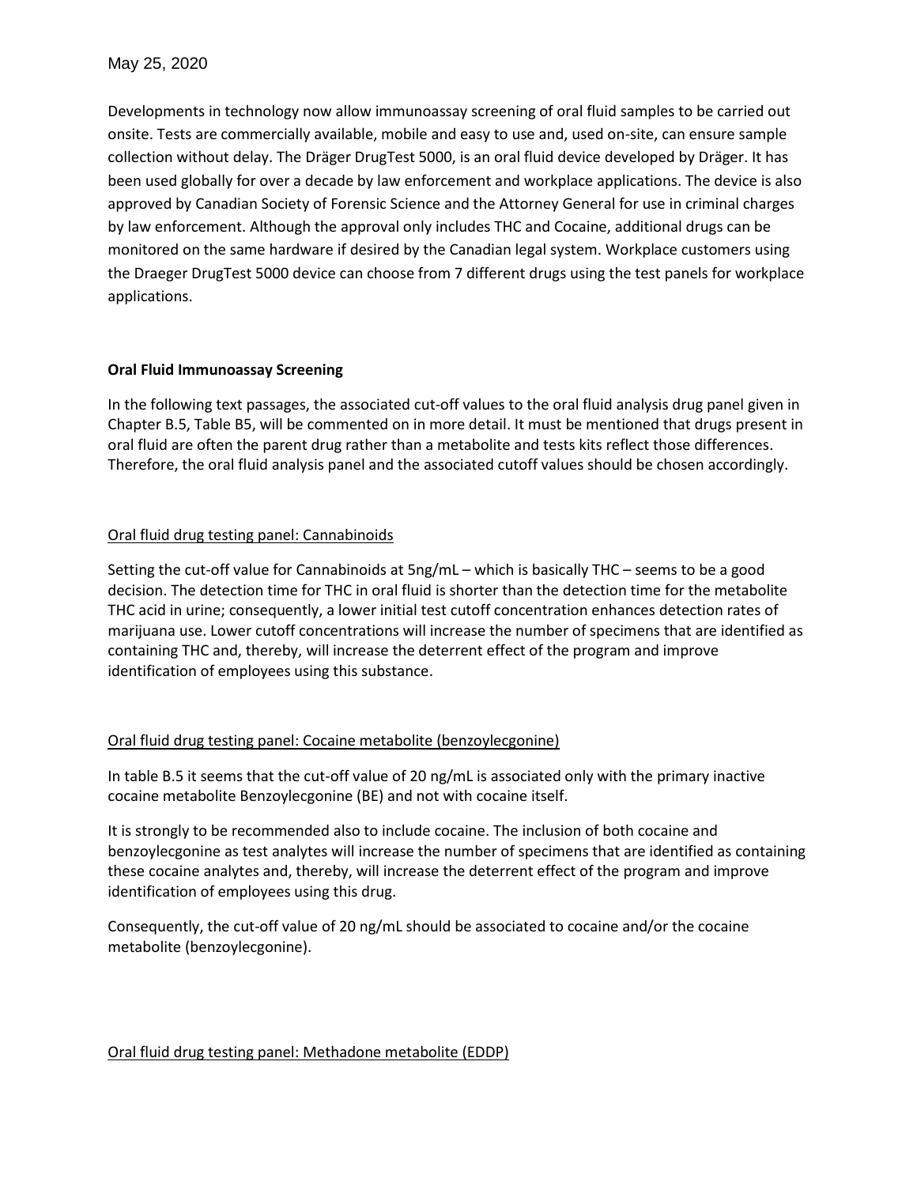May 25, 2020

Developments in technology now allow immunoassay screening of oral fluid samples to be carried out onsite. Tests are commercially available, mobile and easy to use and, used on-site, can ensure sample collection without delay. The Dräger DrugTest 5000, is an oral fluid device developed by Dräger. It has been used globally for over a decade by law enforcement and workplace applications. The device is also approved by Canadian Society of Forensic Science and the Attorney General for use in criminal charges by law enforcement. Although the approval only includes THC and Cocaine, additional drugs can be monitored on the same hardware if desired by the Canadian legal system. Workplace customers using the Draeger DrugTest 5000 device can choose from 7 different drugs using the test panels for workplace applications.

**Oral Fluid Immunoassay Screening**

In the following text passages, the associated cut-off values to the oral fluid analysis drug panel given in Chapter B.5, Table B5, will be commented on in more detail. It must be mentioned that drugs present in oral fluid are often the parent drug rather than a metabolite and tests kits reflect those differences. Therefore, the oral fluid analysis panel and the associated cutoff values should be chosen accordingly.

<u>Oral fluid drug testing panel: Cannabinoids</u>

Setting the cut-off value for Cannabinoids at 5ng/mL – which is basically THC – seems to be a good decision. The detection time for THC in oral fluid is shorter than the detection time for the metabolite THC acid in urine; consequently, a lower initial test cutoff concentration enhances detection rates of marijuana use. Lower cutoff concentrations will increase the number of specimens that are identified as containing THC and, thereby, will increase the deterrent effect of the program and improve identification of employees using this substance.

<u>Oral fluid drug testing panel: Cocaine metabolite (benzoylecgonine)</u>

In table B.5 it seems that the cut-off value of 20 ng/mL is associated only with the primary inactive cocaine metabolite Benzoylecgonine (BE) and not with cocaine itself.

It is strongly to be recommended also to include cocaine. The inclusion of both cocaine and benzoylecgonine as test analytes will increase the number of specimens that are identified as containing these cocaine analytes and, thereby, will increase the deterrent effect of the program and improve identification of employees using this drug.

Consequently, the cut-off value of 20 ng/mL should be associated to cocaine and/or the cocaine metabolite (benzoylecgonine).

<u>Oral fluid drug testing panel: Methadone metabolite (EDDP)</u>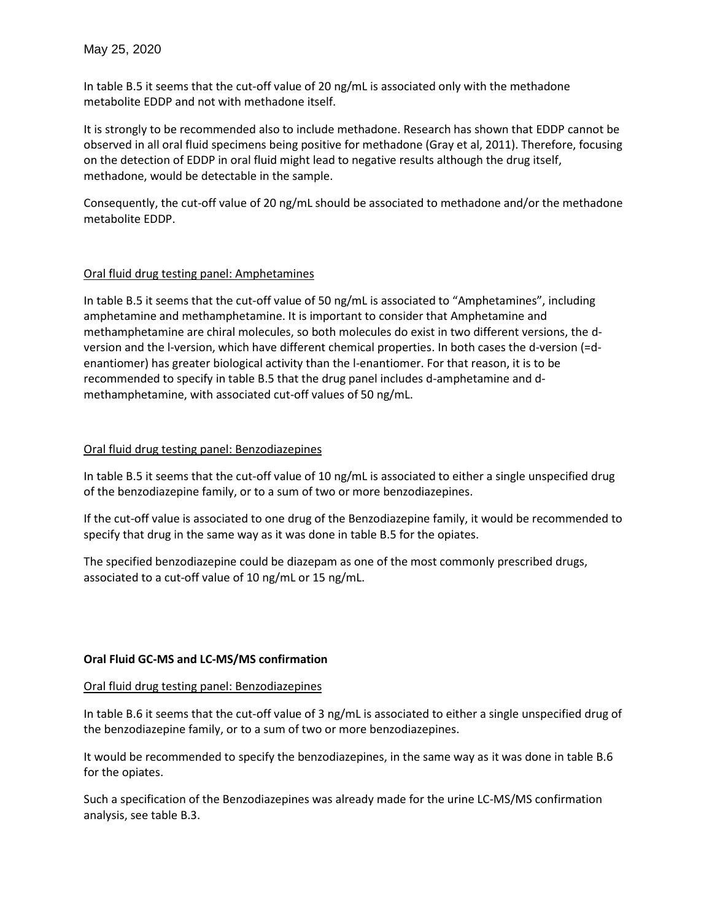May 25, 2020

In table B.5 it seems that the cut-off value of 20 ng/mL is associated only with the methadone metabolite EDDP and not with methadone itself.

It is strongly to be recommended also to include methadone. Research has shown that EDDP cannot be observed in all oral fluid specimens being positive for methadone (Gray et al, 2011). Therefore, focusing on the detection of EDDP in oral fluid might lead to negative results although the drug itself, methadone, would be detectable in the sample.

Consequently, the cut-off value of 20 ng/mL should be associated to methadone and/or the methadone metabolite EDDP.

<u>Oral fluid drug testing panel: Amphetamines</u>

In table B.5 it seems that the cut-off value of 50 ng/mL is associated to "Amphetamines", including amphetamine and methamphetamine. It is important to consider that Amphetamine and methamphetamine are chiral molecules, so both molecules do exist in two different versions, the d-version and the l-version, which have different chemical properties. In both cases the d-version (=d-enantiomer) has greater biological activity than the l-enantiomer. For that reason, it is to be recommended to specify in table B.5 that the drug panel includes d-amphetamine and d-methamphetamine, with associated cut-off values of 50 ng/mL.

<u>Oral fluid drug testing panel: Benzodiazepines</u>

In table B.5 it seems that the cut-off value of 10 ng/mL is associated to either a single unspecified drug of the benzodiazepine family, or to a sum of two or more benzodiazepines.

If the cut-off value is associated to one drug of the Benzodiazepine family, it would be recommended to specify that drug in the same way as it was done in table B.5 for the opiates.

The specified benzodiazepine could be diazepam as one of the most commonly prescribed drugs, associated to a cut-off value of 10 ng/mL or 15 ng/mL.

**Oral Fluid GC-MS and LC-MS/MS confirmation**

<u>Oral fluid drug testing panel: Benzodiazepines</u>

In table B.6 it seems that the cut-off value of 3 ng/mL is associated to either a single unspecified drug of the benzodiazepine family, or to a sum of two or more benzodiazepines.

It would be recommended to specify the benzodiazepines, in the same way as it was done in table B.6 for the opiates.

Such a specification of the Benzodiazepines was already made for the urine LC-MS/MS confirmation analysis, see table B.3.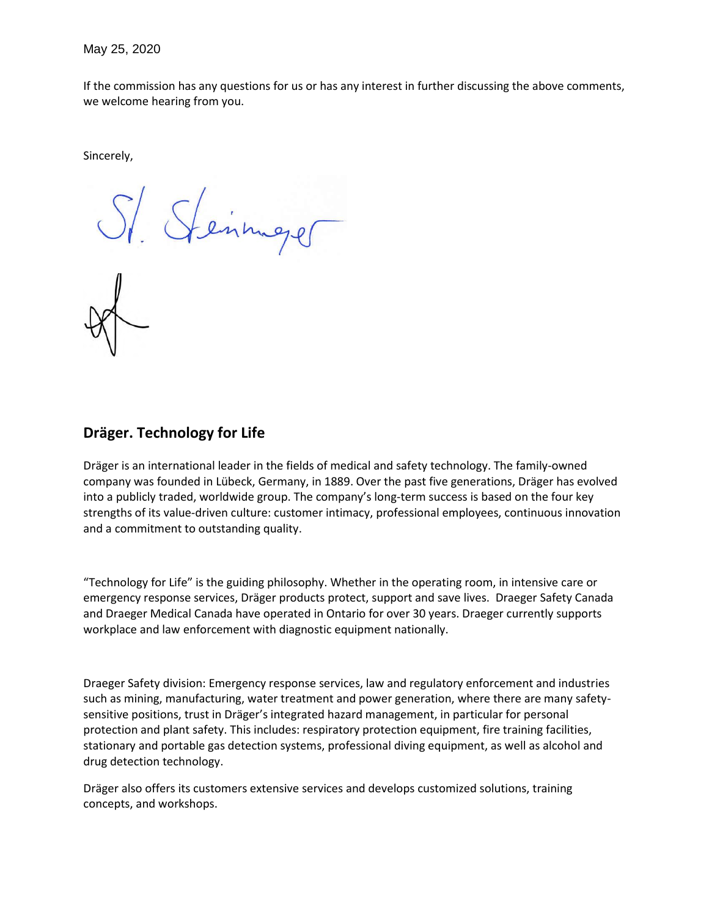May 25, 2020

If the commission has any questions for us or has any interest in further discussing the above comments, we welcome hearing from you.

Sincerely,

## Dräger. Technology for Life

Dräger is an international leader in the fields of medical and safety technology. The family-owned company was founded in Lübeck, Germany, in 1889. Over the past five generations, Dräger has evolved into a publicly traded, worldwide group. The company's long-term success is based on the four key strengths of its value-driven culture: customer intimacy, professional employees, continuous innovation and a commitment to outstanding quality.

"Technology for Life" is the guiding philosophy. Whether in the operating room, in intensive care or emergency response services, Dräger products protect, support and save lives. Draeger Safety Canada and Draeger Medical Canada have operated in Ontario for over 30 years. Draeger currently supports workplace and law enforcement with diagnostic equipment nationally.

Draeger Safety division: Emergency response services, law and regulatory enforcement and industries such as mining, manufacturing, water treatment and power generation, where there are many safety-sensitive positions, trust in Dräger's integrated hazard management, in particular for personal protection and plant safety. This includes: respiratory protection equipment, fire training facilities, stationary and portable gas detection systems, professional diving equipment, as well as alcohol and drug detection technology.

Dräger also offers its customers extensive services and develops customized solutions, training concepts, and workshops.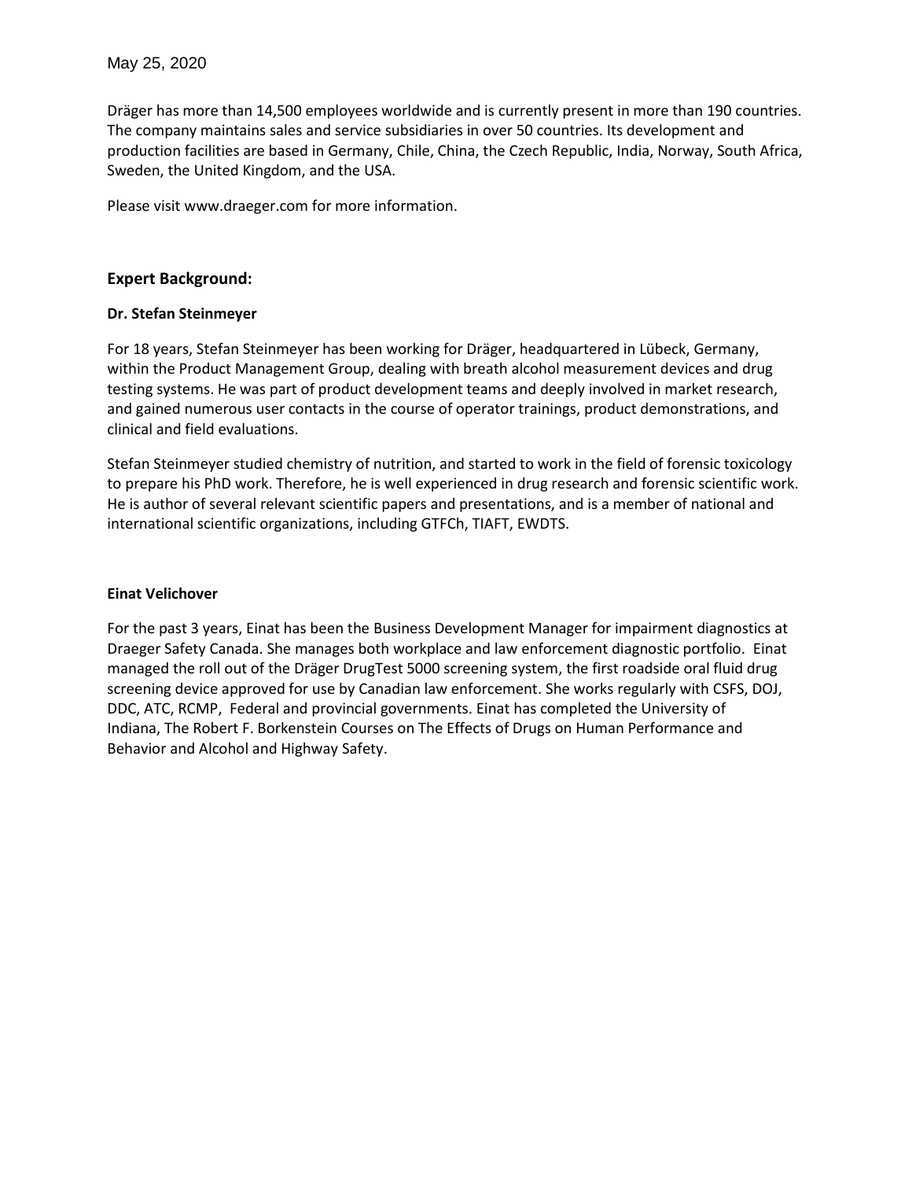May 25, 2020

Dräger has more than 14,500 employees worldwide and is currently present in more than 190 countries. The company maintains sales and service subsidiaries in over 50 countries. Its development and production facilities are based in Germany, Chile, China, the Czech Republic, India, Norway, South Africa, Sweden, the United Kingdom, and the USA.

Please visit www.draeger.com for more information.

## Expert Background:

**Dr. Stefan Steinmeyer**

For 18 years, Stefan Steinmeyer has been working for Dräger, headquartered in Lübeck, Germany, within the Product Management Group, dealing with breath alcohol measurement devices and drug testing systems. He was part of product development teams and deeply involved in market research, and gained numerous user contacts in the course of operator trainings, product demonstrations, and clinical and field evaluations.

Stefan Steinmeyer studied chemistry of nutrition, and started to work in the field of forensic toxicology to prepare his PhD work. Therefore, he is well experienced in drug research and forensic scientific work. He is author of several relevant scientific papers and presentations, and is a member of national and international scientific organizations, including GTFCh, TIAFT, EWDTS.

**Einat Velichover**

For the past 3 years, Einat has been the Business Development Manager for impairment diagnostics at Draeger Safety Canada. She manages both workplace and law enforcement diagnostic portfolio. Einat managed the roll out of the Dräger DrugTest 5000 screening system, the first roadside oral fluid drug screening device approved for use by Canadian law enforcement. She works regularly with CSFS, DOJ, DDC, ATC, RCMP, Federal and provincial governments. Einat has completed the University of Indiana, The Robert F. Borkenstein Courses on The Effects of Drugs on Human Performance and Behavior and Alcohol and Highway Safety.